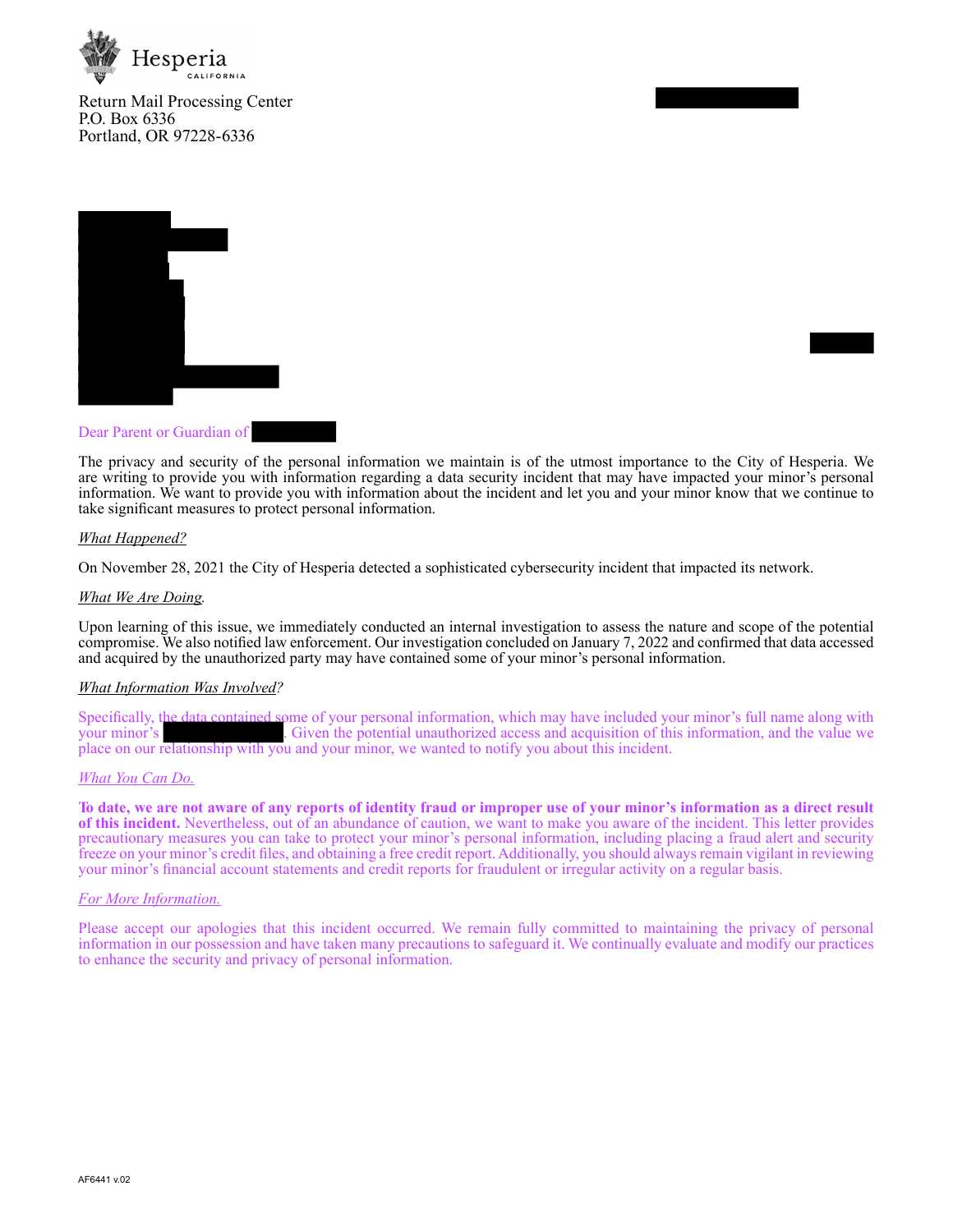Hesperia
CALIFORNIA

Return Mail Processing Center
P.O. Box 6336
Portland, OR 97228-6336

Dear Parent or Guardian of

The privacy and security of the personal information we maintain is of the utmost importance to the City of Hesperia. We are writing to provide you with information regarding a data security incident that may have impacted your minor's personal information. We want to provide you with information about the incident and let you and your minor know that we continue to take significant measures to protect personal information.

*What Happened?*

On November 28, 2021 the City of Hesperia detected a sophisticated cybersecurity incident that impacted its network.

*What We Are Doing.*

Upon learning of this issue, we immediately conducted an internal investigation to assess the nature and scope of the potential compromise. We also notified law enforcement. Our investigation concluded on January 7, 2022 and confirmed that data accessed and acquired by the unauthorized party may have contained some of your minor's personal information.

*What Information Was Involved?*

Specifically, the data contained some of your personal information, which may have included your minor's full name along with your minor's . Given the potential unauthorized access and acquisition of this information, and the value we place on our relationship with you and your minor, we wanted to notify you about this incident.

*What You Can Do.*

**To date, we are not aware of any reports of identity fraud or improper use of your minor's information as a direct result of this incident.** Nevertheless, out of an abundance of caution, we want to make you aware of the incident. This letter provides precautionary measures you can take to protect your minor's personal information, including placing a fraud alert and security freeze on your minor's credit files, and obtaining a free credit report. Additionally, you should always remain vigilant in reviewing your minor's financial account statements and credit reports for fraudulent or irregular activity on a regular basis.

*For More Information.*

Please accept our apologies that this incident occurred. We remain fully committed to maintaining the privacy of personal information in our possession and have taken many precautions to safeguard it. We continually evaluate and modify our practices to enhance the security and privacy of personal information.

AF6441 v.02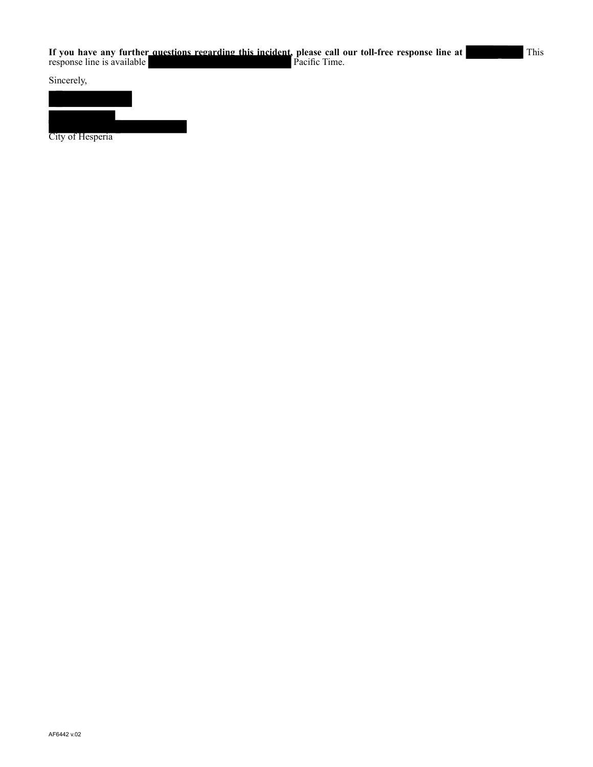**If you have any further questions regarding this incident, please call our toll-free response line at** [REDACTED] This response line is available [REDACTED] Pacific Time.

Sincerely,

[REDACTED]

[REDACTED]
[REDACTED]
City of Hesperia

AF6442 v.02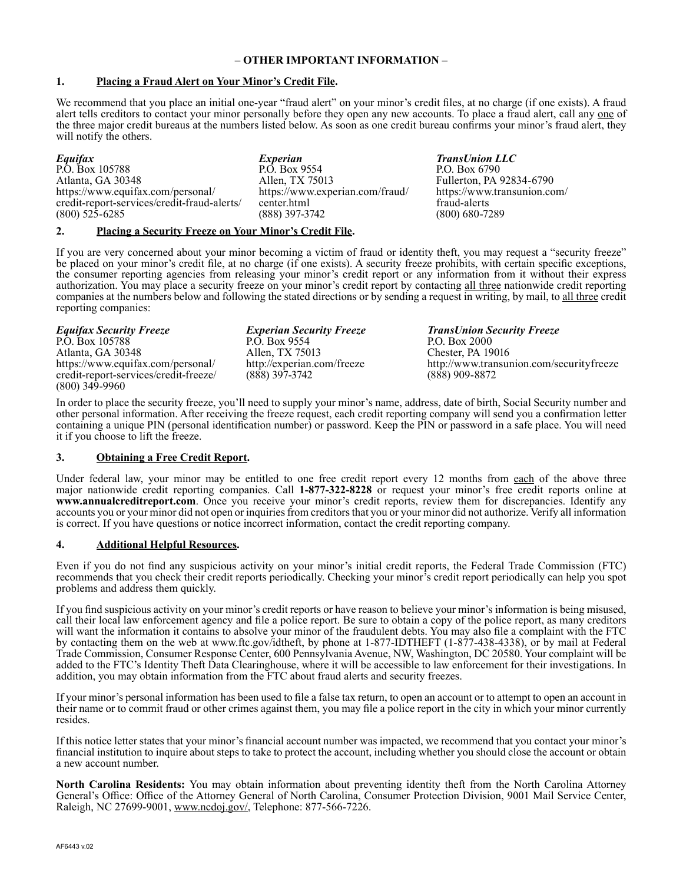## – OTHER IMPORTANT INFORMATION –

### 1. Placing a Fraud Alert on Your Minor's Credit File.

We recommend that you place an initial one-year "fraud alert" on your minor's credit files, at no charge (if one exists). A fraud alert tells creditors to contact your minor personally before they open any new accounts. To place a fraud alert, call any one of the three major credit bureaus at the numbers listed below. As soon as one credit bureau confirms your minor's fraud alert, they will notify the others.

***Equifax***
P.O. Box 105788
Atlanta, GA 30348
https://www.equifax.com/personal/credit-report-services/credit-fraud-alerts/
(800) 525-6285

***Experian***
P.O. Box 9554
Allen, TX 75013
https://www.experian.com/fraud/center.html
(888) 397-3742

***TransUnion LLC***
P.O. Box 6790
Fullerton, PA 92834-6790
https://www.transunion.com/fraud-alerts
(800) 680-7289

### 2. Placing a Security Freeze on Your Minor's Credit File.

If you are very concerned about your minor becoming a victim of fraud or identity theft, you may request a "security freeze" be placed on your minor's credit file, at no charge (if one exists). A security freeze prohibits, with certain specific exceptions, the consumer reporting agencies from releasing your minor's credit report or any information from it without their express authorization. You may place a security freeze on your minor's credit report by contacting all three nationwide credit reporting companies at the numbers below and following the stated directions or by sending a request in writing, by mail, to all three credit reporting companies:

***Equifax Security Freeze***
P.O. Box 105788
Atlanta, GA 30348
https://www.equifax.com/personal/credit-report-services/credit-freeze/
(800) 349-9960

***Experian Security Freeze***
P.O. Box 9554
Allen, TX 75013
http://experian.com/freeze
(888) 397-3742

***TransUnion Security Freeze***
P.O. Box 2000
Chester, PA 19016
http://www.transunion.com/securityfreeze
(888) 909-8872

In order to place the security freeze, you'll need to supply your minor's name, address, date of birth, Social Security number and other personal information. After receiving the freeze request, each credit reporting company will send you a confirmation letter containing a unique PIN (personal identification number) or password. Keep the PIN or password in a safe place. You will need it if you choose to lift the freeze.

### 3. Obtaining a Free Credit Report.

Under federal law, your minor may be entitled to one free credit report every 12 months from each of the above three major nationwide credit reporting companies. Call **1-877-322-8228** or request your minor's free credit reports online at **www.annualcreditreport.com**. Once you receive your minor's credit reports, review them for discrepancies. Identify any accounts you or your minor did not open or inquiries from creditors that you or your minor did not authorize. Verify all information is correct. If you have questions or notice incorrect information, contact the credit reporting company.

### 4. Additional Helpful Resources.

Even if you do not find any suspicious activity on your minor's initial credit reports, the Federal Trade Commission (FTC) recommends that you check their credit reports periodically. Checking your minor's credit report periodically can help you spot problems and address them quickly.

If you find suspicious activity on your minor's credit reports or have reason to believe your minor's information is being misused, call their local law enforcement agency and file a police report. Be sure to obtain a copy of the police report, as many creditors will want the information it contains to absolve your minor of the fraudulent debts. You may also file a complaint with the FTC by contacting them on the web at www.ftc.gov/idtheft, by phone at 1-877-IDTHEFT (1-877-438-4338), or by mail at Federal Trade Commission, Consumer Response Center, 600 Pennsylvania Avenue, NW, Washington, DC 20580. Your complaint will be added to the FTC's Identity Theft Data Clearinghouse, where it will be accessible to law enforcement for their investigations. In addition, you may obtain information from the FTC about fraud alerts and security freezes.

If your minor's personal information has been used to file a false tax return, to open an account or to attempt to open an account in their name or to commit fraud or other crimes against them, you may file a police report in the city in which your minor currently resides.

If this notice letter states that your minor's financial account number was impacted, we recommend that you contact your minor's financial institution to inquire about steps to take to protect the account, including whether you should close the account or obtain a new account number.

**North Carolina Residents:** You may obtain information about preventing identity theft from the North Carolina Attorney General's Office: Office of the Attorney General of North Carolina, Consumer Protection Division, 9001 Mail Service Center, Raleigh, NC 27699-9001, www.ncdoj.gov/, Telephone: 877-566-7226.

AF6443 v.02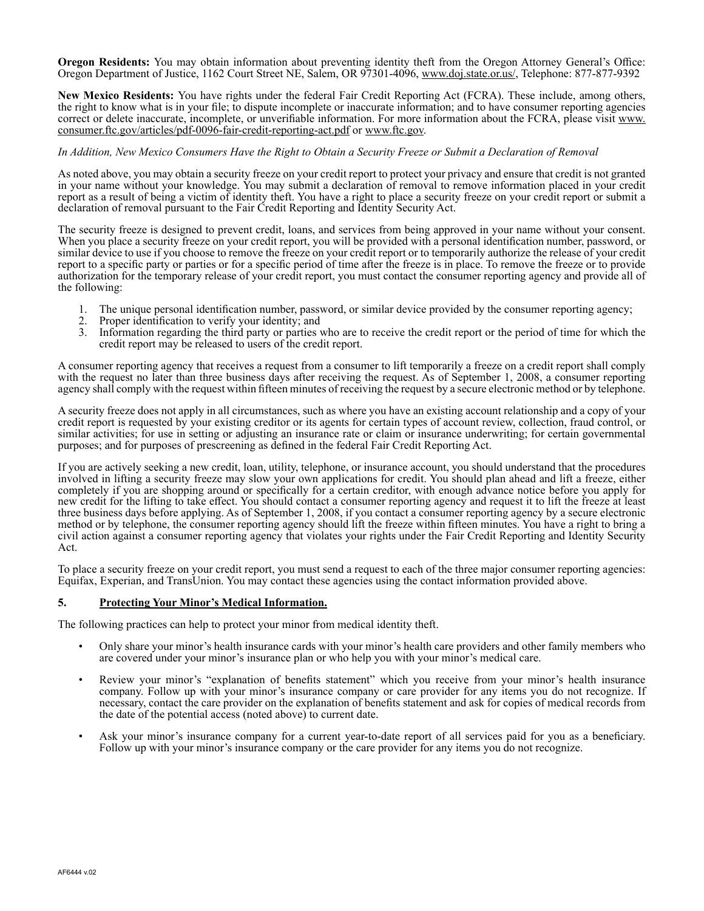**Oregon Residents:** You may obtain information about preventing identity theft from the Oregon Attorney General's Office: Oregon Department of Justice, 1162 Court Street NE, Salem, OR 97301-4096, www.doj.state.or.us/, Telephone: 877-877-9392

**New Mexico Residents:** You have rights under the federal Fair Credit Reporting Act (FCRA). These include, among others, the right to know what is in your file; to dispute incomplete or inaccurate information; and to have consumer reporting agencies correct or delete inaccurate, incomplete, or unverifiable information. For more information about the FCRA, please visit www.consumer.ftc.gov/articles/pdf-0096-fair-credit-reporting-act.pdf or www.ftc.gov.

*In Addition, New Mexico Consumers Have the Right to Obtain a Security Freeze or Submit a Declaration of Removal*

As noted above, you may obtain a security freeze on your credit report to protect your privacy and ensure that credit is not granted in your name without your knowledge. You may submit a declaration of removal to remove information placed in your credit report as a result of being a victim of identity theft. You have a right to place a security freeze on your credit report or submit a declaration of removal pursuant to the Fair Credit Reporting and Identity Security Act.

The security freeze is designed to prevent credit, loans, and services from being approved in your name without your consent. When you place a security freeze on your credit report, you will be provided with a personal identification number, password, or similar device to use if you choose to remove the freeze on your credit report or to temporarily authorize the release of your credit report to a specific party or parties or for a specific period of time after the freeze is in place. To remove the freeze or to provide authorization for the temporary release of your credit report, you must contact the consumer reporting agency and provide all of the following:

1. The unique personal identification number, password, or similar device provided by the consumer reporting agency;
2. Proper identification to verify your identity; and
3. Information regarding the third party or parties who are to receive the credit report or the period of time for which the credit report may be released to users of the credit report.

A consumer reporting agency that receives a request from a consumer to lift temporarily a freeze on a credit report shall comply with the request no later than three business days after receiving the request. As of September 1, 2008, a consumer reporting agency shall comply with the request within fifteen minutes of receiving the request by a secure electronic method or by telephone.

A security freeze does not apply in all circumstances, such as where you have an existing account relationship and a copy of your credit report is requested by your existing creditor or its agents for certain types of account review, collection, fraud control, or similar activities; for use in setting or adjusting an insurance rate or claim or insurance underwriting; for certain governmental purposes; and for purposes of prescreening as defined in the federal Fair Credit Reporting Act.

If you are actively seeking a new credit, loan, utility, telephone, or insurance account, you should understand that the procedures involved in lifting a security freeze may slow your own applications for credit. You should plan ahead and lift a freeze, either completely if you are shopping around or specifically for a certain creditor, with enough advance notice before you apply for new credit for the lifting to take effect. You should contact a consumer reporting agency and request it to lift the freeze at least three business days before applying. As of September 1, 2008, if you contact a consumer reporting agency by a secure electronic method or by telephone, the consumer reporting agency should lift the freeze within fifteen minutes. You have a right to bring a civil action against a consumer reporting agency that violates your rights under the Fair Credit Reporting and Identity Security Act.

To place a security freeze on your credit report, you must send a request to each of the three major consumer reporting agencies: Equifax, Experian, and TransUnion. You may contact these agencies using the contact information provided above.

**5. Protecting Your Minor's Medical Information.**

The following practices can help to protect your minor from medical identity theft.

- Only share your minor's health insurance cards with your minor's health care providers and other family members who are covered under your minor's insurance plan or who help you with your minor's medical care.
- Review your minor's "explanation of benefits statement" which you receive from your minor's health insurance company. Follow up with your minor's insurance company or care provider for any items you do not recognize. If necessary, contact the care provider on the explanation of benefits statement and ask for copies of medical records from the date of the potential access (noted above) to current date.
- Ask your minor's insurance company for a current year-to-date report of all services paid for you as a beneficiary. Follow up with your minor's insurance company or the care provider for any items you do not recognize.

AF6444 v.02